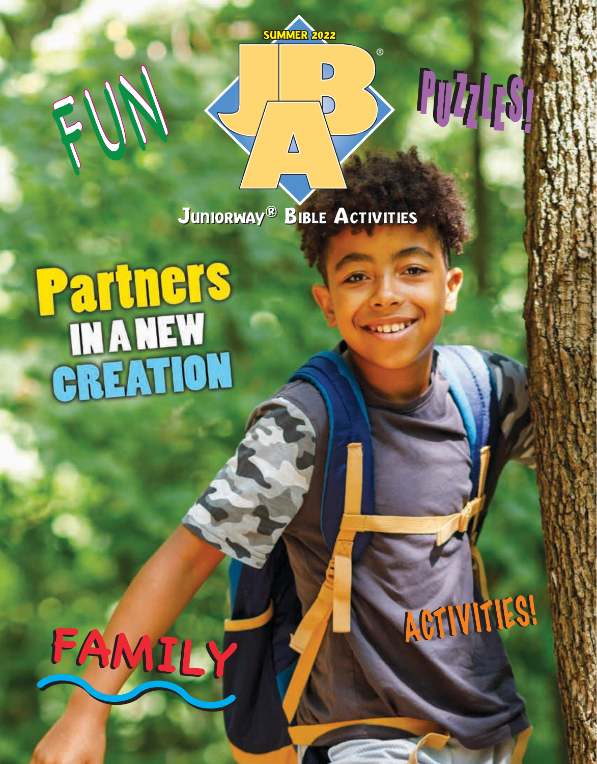SUMMER 2022

# JBA®

## Juniorway® Bible Activities

FUN

PUZZLES!

# Partners IN A NEW CREATION

FAMILY

ACTIVITIES!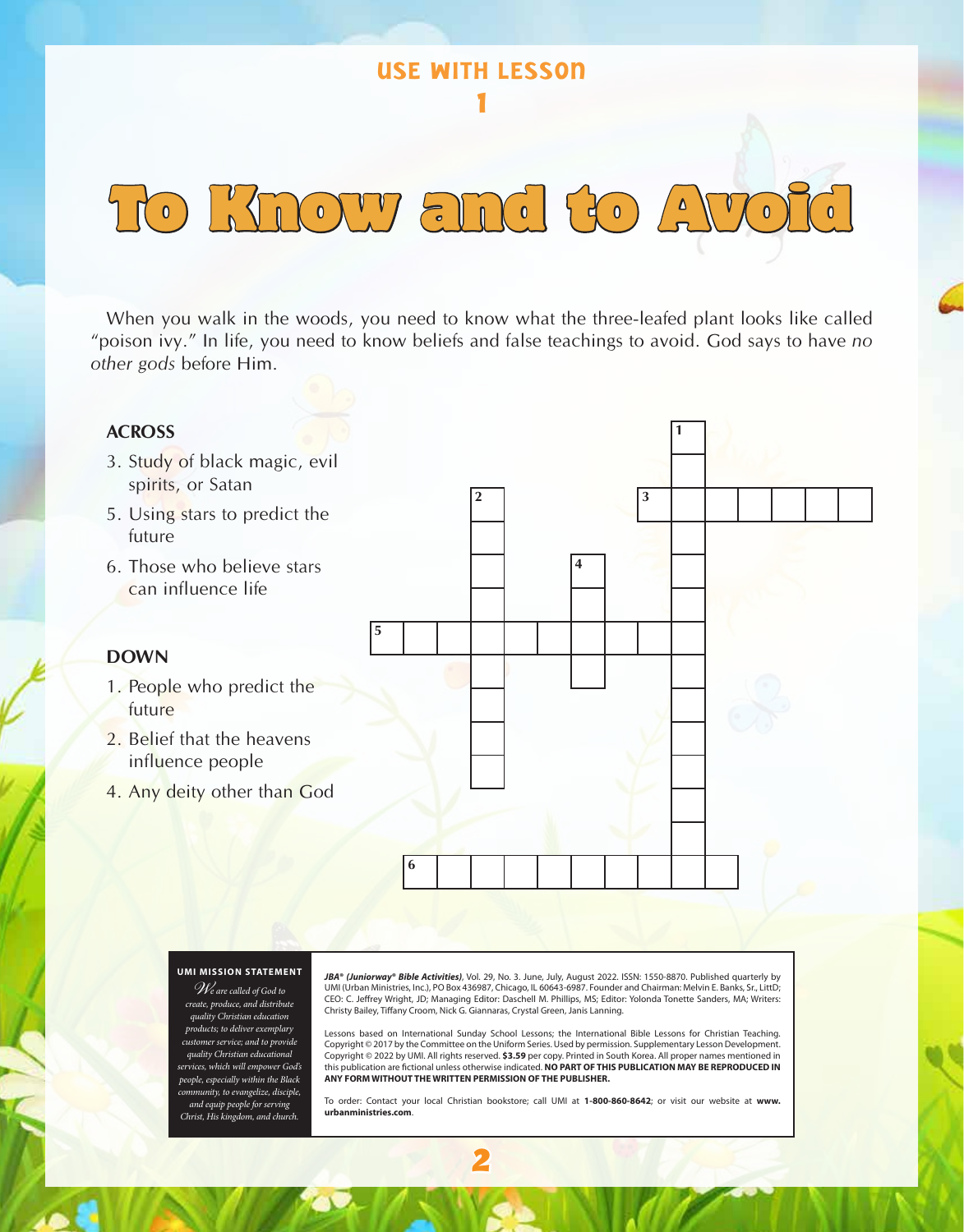USE WITH LESSON 1

# To Know and to Avoid

When you walk in the woods, you need to know what the three-leafed plant looks like called "poison ivy." In life, you need to know beliefs and false teachings to avoid. God says to have *no other gods* before Him.

**ACROSS**

3. Study of black magic, evil spirits, or Satan
5. Using stars to predict the future
6. Those who believe stars can influence life

**DOWN**

1. People who predict the future
2. Belief that the heavens influence people
4. Any deity other than God

---

**UMI MISSION STATEMENT**

*We are called of God to create, produce, and distribute quality Christian education products; to deliver exemplary customer service; and to provide quality Christian educational services, which will empower God's people, especially within the Black community, to evangelize, disciple, and equip people for serving Christ, His kingdom, and church.*

***JBA® (Juniorway® Bible Activities)***, Vol. 29, No. 3. June, July, August 2022. ISSN: 1550-8870. Published quarterly by UMI (Urban Ministries, Inc.), PO Box 436987, Chicago, IL 60643-6987. Founder and Chairman: Melvin E. Banks, Sr., LittD; CEO: C. Jeffrey Wright, JD; Managing Editor: Daschell M. Phillips, MS; Editor: Yolonda Tonette Sanders, MA; Writers: Christy Bailey, Tiffany Croom, Nick G. Giannaras, Crystal Green, Janis Lanning.

Lessons based on International Sunday School Lessons; the International Bible Lessons for Christian Teaching. Copyright © 2017 by the Committee on the Uniform Series. Used by permission. Supplementary Lesson Development. Copyright © 2022 by UMI. All rights reserved. **$3.59** per copy. Printed in South Korea. All proper names mentioned in this publication are fictional unless otherwise indicated. **NO PART OF THIS PUBLICATION MAY BE REPRODUCED IN ANY FORM WITHOUT THE WRITTEN PERMISSION OF THE PUBLISHER.**

To order: Contact your local Christian bookstore; call UMI at **1-800-860-8642**; or visit our website at **www.urbanministries.com**.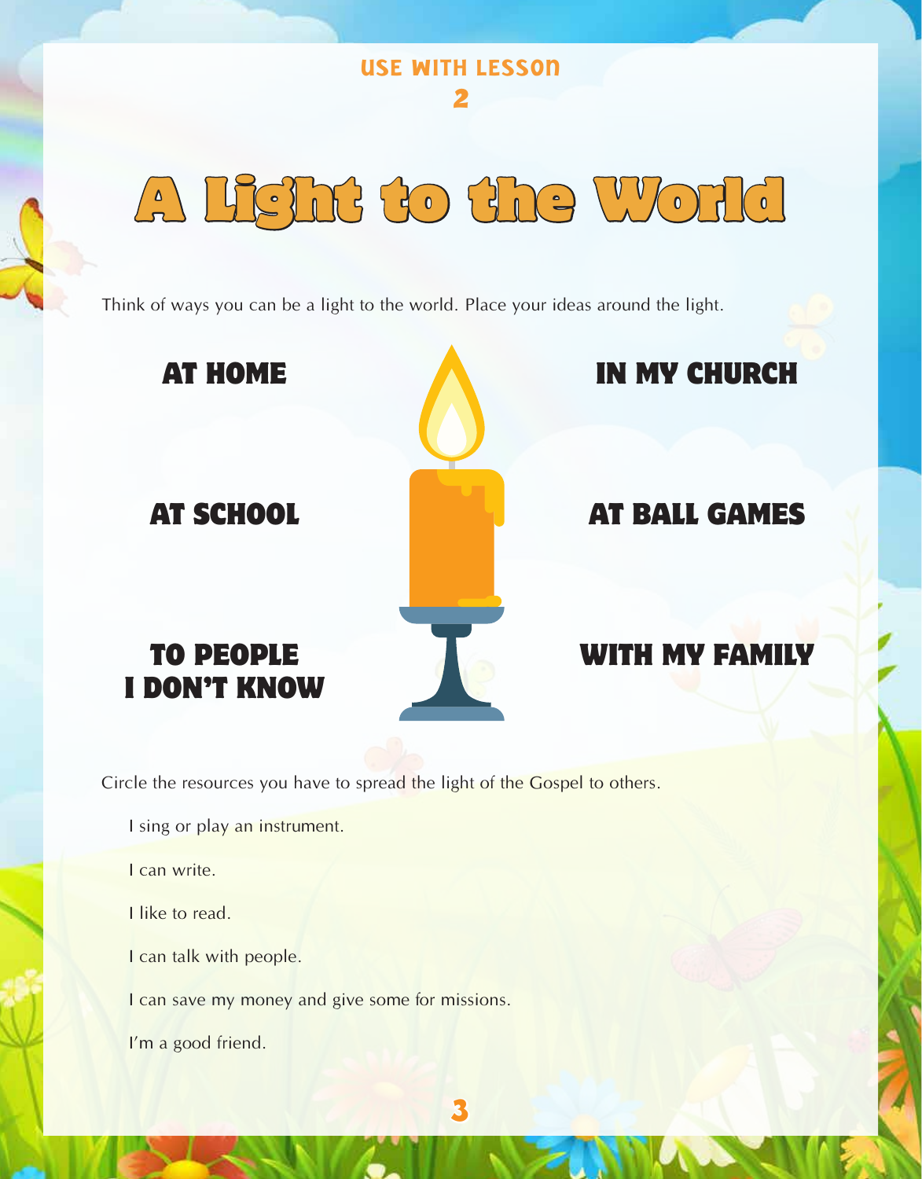USE WITH LESSON 2

# A Light to the World

Think of ways you can be a light to the world. Place your ideas around the light.

**AT HOME**

**IN MY CHURCH**

**AT SCHOOL**

**AT BALL GAMES**

**TO PEOPLE I DON'T KNOW**

**WITH MY FAMILY**

Circle the resources you have to spread the light of the Gospel to others.

I sing or play an instrument.

I can write.

I like to read.

I can talk with people.

I can save my money and give some for missions.

I'm a good friend.